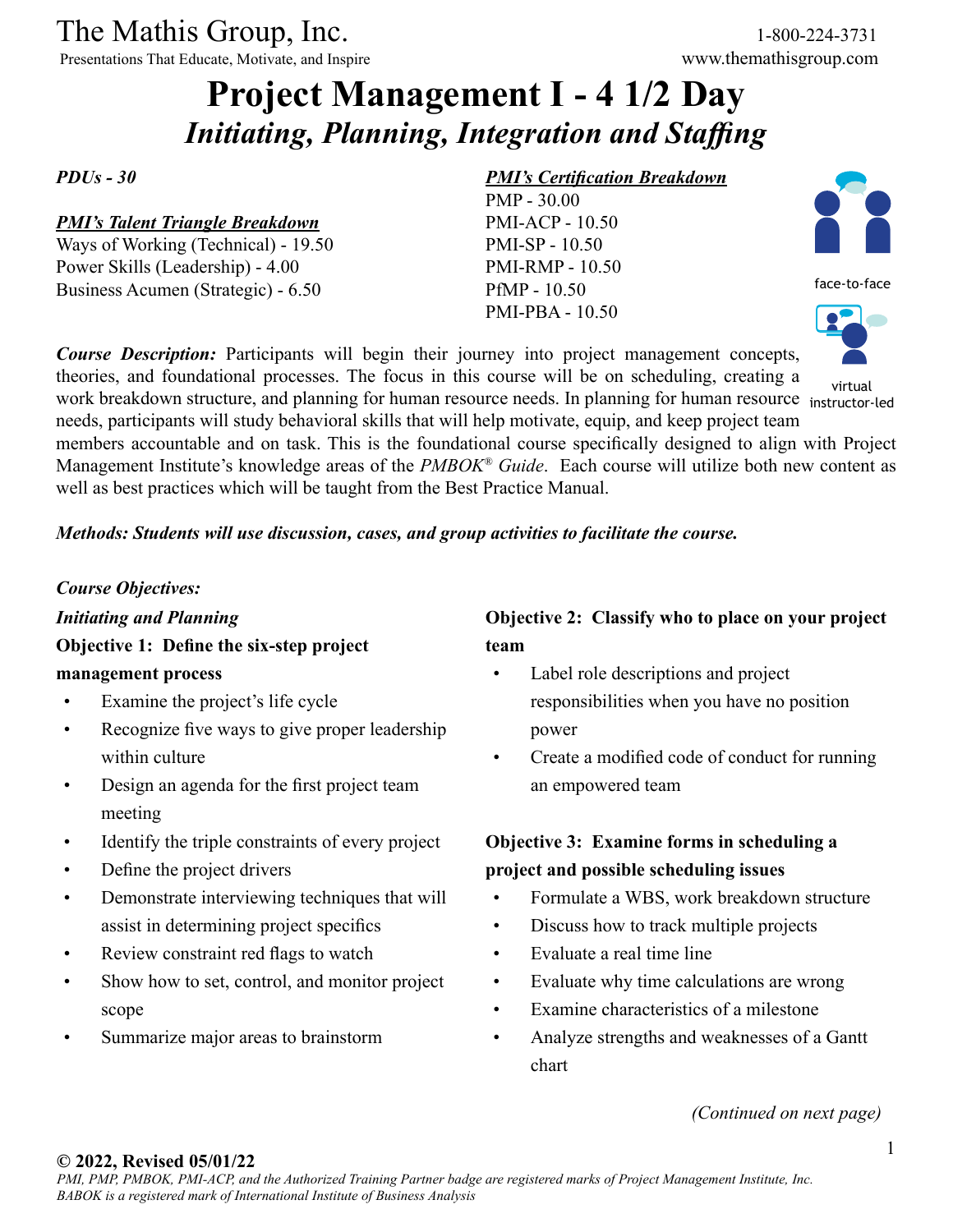The Mathis Group, Inc.
Presentations That Educate, Motivate, and Inspire

1-800-224-3731
www.themathisgroup.com

# Project Management I - 4 1/2 Day

## *Initiating, Planning, Integration and Staffing*

***PDUs - 30***

***PMI's Talent Triangle Breakdown***

Ways of Working (Technical) - 19.50
Power Skills (Leadership) - 4.00
Business Acumen (Strategic) - 6.50

***PMI's Certification Breakdown***

PMP - 30.00
PMI-ACP - 10.50
PMI-SP - 10.50
PMI-RMP - 10.50
PfMP - 10.50
PMI-PBA - 10.50

face-to-face

virtual instructor-led

***Course Description:*** Participants will begin their journey into project management concepts, theories, and foundational processes. The focus in this course will be on scheduling, creating a work breakdown structure, and planning for human resource needs. In planning for human resource needs, participants will study behavioral skills that will help motivate, equip, and keep project team members accountable and on task. This is the foundational course specifically designed to align with Project Management Institute's knowledge areas of the *PMBOK® Guide*. Each course will utilize both new content as well as best practices which will be taught from the Best Practice Manual.

***Methods: Students will use discussion, cases, and group activities to facilitate the course.***

***Course Objectives:***

***Initiating and Planning***

**Objective 1: Define the six-step project management process**

- Examine the project's life cycle
- Recognize five ways to give proper leadership within culture
- Design an agenda for the first project team meeting
- Identify the triple constraints of every project
- Define the project drivers
- Demonstrate interviewing techniques that will assist in determining project specifics
- Review constraint red flags to watch
- Show how to set, control, and monitor project scope
- Summarize major areas to brainstorm

**Objective 2: Classify who to place on your project team**

- Label role descriptions and project responsibilities when you have no position power
- Create a modified code of conduct for running an empowered team

**Objective 3: Examine forms in scheduling a project and possible scheduling issues**

- Formulate a WBS, work breakdown structure
- Discuss how to track multiple projects
- Evaluate a real time line
- Evaluate why time calculations are wrong
- Examine characteristics of a milestone
- Analyze strengths and weaknesses of a Gantt chart

*(Continued on next page)*

**© 2022, Revised 05/01/22**
*PMI, PMP, PMBOK, PMI-ACP, and the Authorized Training Partner badge are registered marks of Project Management Institute, Inc. BABOK is a registered mark of International Institute of Business Analysis*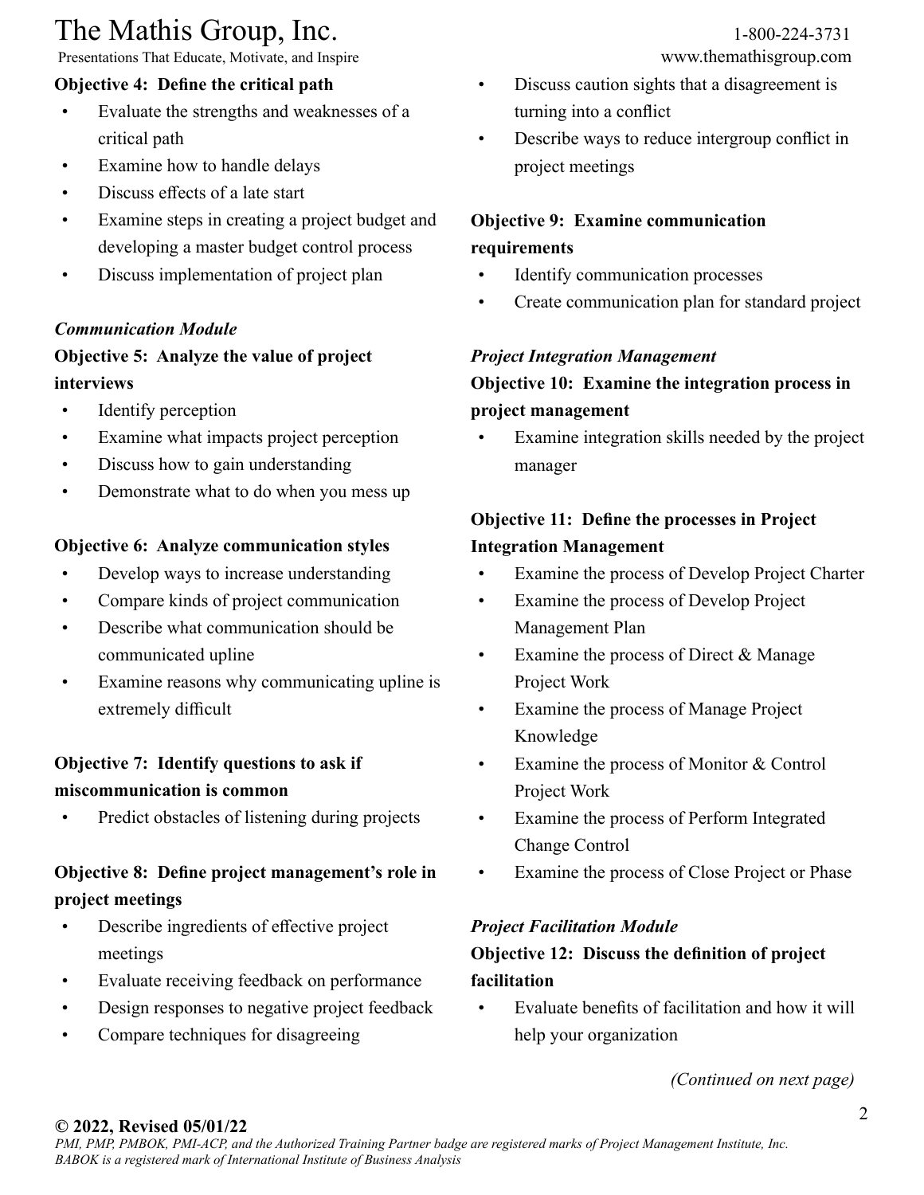**Objective 4: Define the critical path**

- Evaluate the strengths and weaknesses of a critical path
- Examine how to handle delays
- Discuss effects of a late start
- Examine steps in creating a project budget and developing a master budget control process
- Discuss implementation of project plan

***Communication Module***

**Objective 5: Analyze the value of project interviews**

- Identify perception
- Examine what impacts project perception
- Discuss how to gain understanding
- Demonstrate what to do when you mess up

**Objective 6: Analyze communication styles**

- Develop ways to increase understanding
- Compare kinds of project communication
- Describe what communication should be communicated upline
- Examine reasons why communicating upline is extremely difficult

**Objective 7: Identify questions to ask if miscommunication is common**

- Predict obstacles of listening during projects

**Objective 8: Define project management's role in project meetings**

- Describe ingredients of effective project meetings
- Evaluate receiving feedback on performance
- Design responses to negative project feedback
- Compare techniques for disagreeing
- Discuss caution sights that a disagreement is turning into a conflict
- Describe ways to reduce intergroup conflict in project meetings

**Objective 9: Examine communication requirements**

- Identify communication processes
- Create communication plan for standard project

***Project Integration Management***

**Objective 10: Examine the integration process in project management**

- Examine integration skills needed by the project manager

**Objective 11: Define the processes in Project Integration Management**

- Examine the process of Develop Project Charter
- Examine the process of Develop Project Management Plan
- Examine the process of Direct & Manage Project Work
- Examine the process of Manage Project Knowledge
- Examine the process of Monitor & Control Project Work
- Examine the process of Perform Integrated Change Control
- Examine the process of Close Project or Phase

***Project Facilitation Module***

**Objective 12: Discuss the definition of project facilitation**

- Evaluate benefits of facilitation and how it will help your organization

*(Continued on next page)*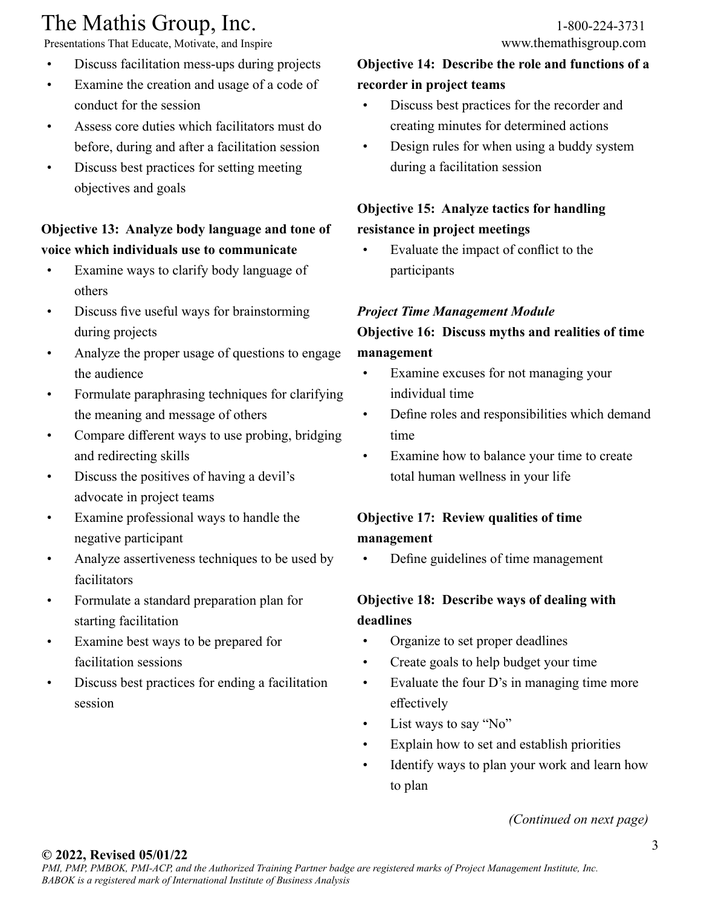- Discuss facilitation mess-ups during projects
- Examine the creation and usage of a code of conduct for the session
- Assess core duties which facilitators must do before, during and after a facilitation session
- Discuss best practices for setting meeting objectives and goals

**Objective 13: Analyze body language and tone of voice which individuals use to communicate**

- Examine ways to clarify body language of others
- Discuss five useful ways for brainstorming during projects
- Analyze the proper usage of questions to engage the audience
- Formulate paraphrasing techniques for clarifying the meaning and message of others
- Compare different ways to use probing, bridging and redirecting skills
- Discuss the positives of having a devil's advocate in project teams
- Examine professional ways to handle the negative participant
- Analyze assertiveness techniques to be used by facilitators
- Formulate a standard preparation plan for starting facilitation
- Examine best ways to be prepared for facilitation sessions
- Discuss best practices for ending a facilitation session

**Objective 14: Describe the role and functions of a recorder in project teams**

- Discuss best practices for the recorder and creating minutes for determined actions
- Design rules for when using a buddy system during a facilitation session

**Objective 15: Analyze tactics for handling resistance in project meetings**

- Evaluate the impact of conflict to the participants

***Project Time Management Module***

**Objective 16: Discuss myths and realities of time management**

- Examine excuses for not managing your individual time
- Define roles and responsibilities which demand time
- Examine how to balance your time to create total human wellness in your life

**Objective 17: Review qualities of time management**

- Define guidelines of time management

**Objective 18: Describe ways of dealing with deadlines**

- Organize to set proper deadlines
- Create goals to help budget your time
- Evaluate the four D's in managing time more effectively
- List ways to say "No"
- Explain how to set and establish priorities
- Identify ways to plan your work and learn how to plan

*(Continued on next page)*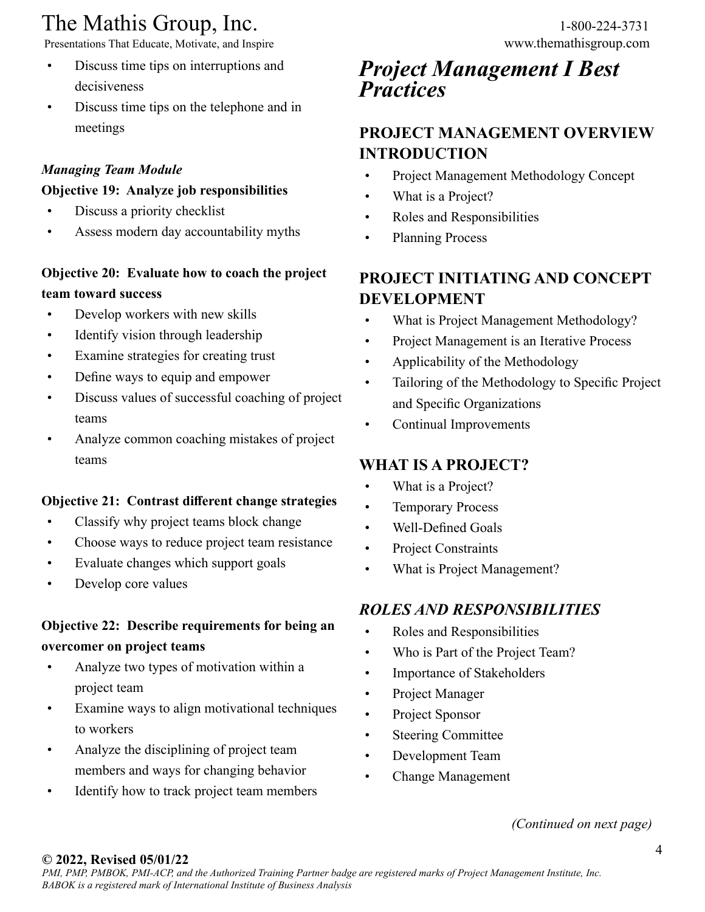- Discuss time tips on interruptions and decisiveness
- Discuss time tips on the telephone and in meetings

***Managing Team Module***

**Objective 19: Analyze job responsibilities**

- Discuss a priority checklist
- Assess modern day accountability myths

**Objective 20: Evaluate how to coach the project team toward success**

- Develop workers with new skills
- Identify vision through leadership
- Examine strategies for creating trust
- Define ways to equip and empower
- Discuss values of successful coaching of project teams
- Analyze common coaching mistakes of project teams

**Objective 21: Contrast different change strategies**

- Classify why project teams block change
- Choose ways to reduce project team resistance
- Evaluate changes which support goals
- Develop core values

**Objective 22: Describe requirements for being an overcomer on project teams**

- Analyze two types of motivation within a project team
- Examine ways to align motivational techniques to workers
- Analyze the disciplining of project team members and ways for changing behavior
- Identify how to track project team members

# *Project Management I Best Practices*

## PROJECT MANAGEMENT OVERVIEW INTRODUCTION

- Project Management Methodology Concept
- What is a Project?
- Roles and Responsibilities
- Planning Process

## PROJECT INITIATING AND CONCEPT DEVELOPMENT

- What is Project Management Methodology?
- Project Management is an Iterative Process
- Applicability of the Methodology
- Tailoring of the Methodology to Specific Project and Specific Organizations
- Continual Improvements

## WHAT IS A PROJECT?

- What is a Project?
- Temporary Process
- Well-Defined Goals
- Project Constraints
- What is Project Management?

## *ROLES AND RESPONSIBILITIES*

- Roles and Responsibilities
- Who is Part of the Project Team?
- Importance of Stakeholders
- Project Manager
- Project Sponsor
- Steering Committee
- Development Team
- Change Management

*(Continued on next page)*

**© 2022, Revised 05/01/22**

*PMI, PMP, PMBOK, PMI-ACP, and the Authorized Training Partner badge are registered marks of Project Management Institute, Inc. BABOK is a registered mark of International Institute of Business Analysis*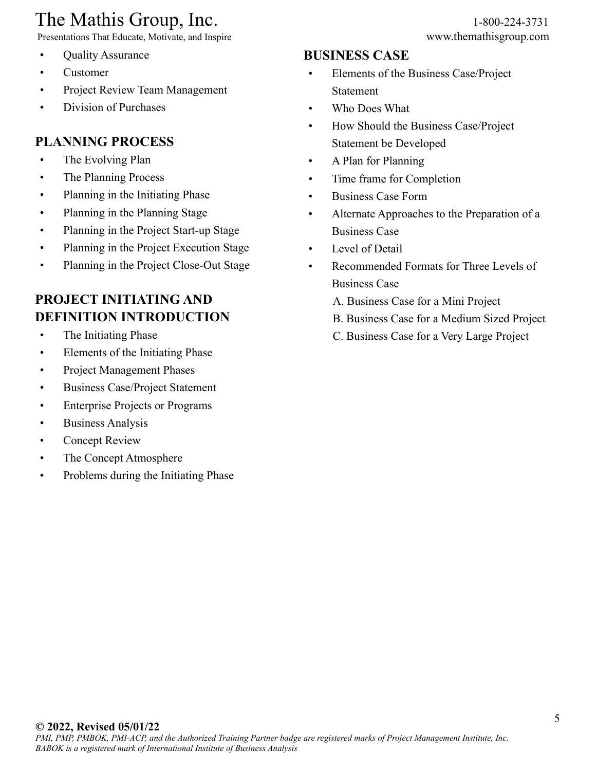- Quality Assurance
- Customer
- Project Review Team Management
- Division of Purchases

## PLANNING PROCESS

- The Evolving Plan
- The Planning Process
- Planning in the Initiating Phase
- Planning in the Planning Stage
- Planning in the Project Start-up Stage
- Planning in the Project Execution Stage
- Planning in the Project Close-Out Stage

## PROJECT INITIATING AND DEFINITION INTRODUCTION

- The Initiating Phase
- Elements of the Initiating Phase
- Project Management Phases
- Business Case/Project Statement
- Enterprise Projects or Programs
- Business Analysis
- Concept Review
- The Concept Atmosphere
- Problems during the Initiating Phase

## BUSINESS CASE

- Elements of the Business Case/Project Statement
- Who Does What
- How Should the Business Case/Project Statement be Developed
- A Plan for Planning
- Time frame for Completion
- Business Case Form
- Alternate Approaches to the Preparation of a Business Case
- Level of Detail
- Recommended Formats for Three Levels of Business Case

  A. Business Case for a Mini Project

  B. Business Case for a Medium Sized Project

  C. Business Case for a Very Large Project